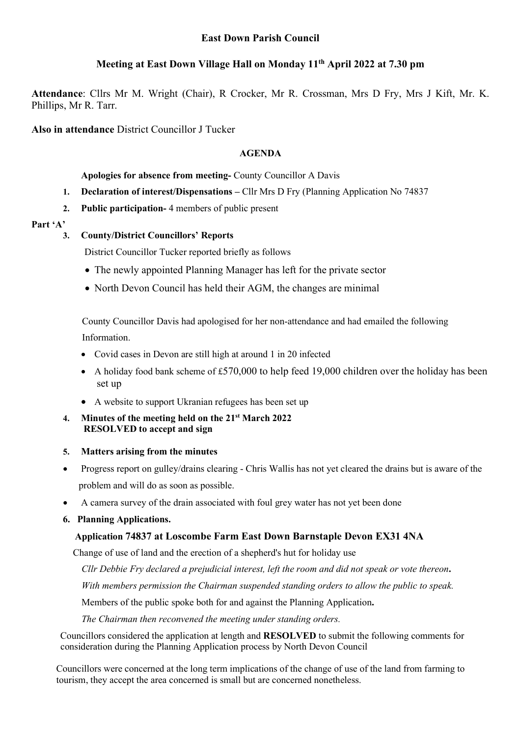**East Down Parish Council**

**Meeting at East Down Village Hall on Monday 11th April 2022 at 7.30 pm**

**Attendance**: Cllrs Mr M. Wright (Chair), R Crocker, Mr R. Crossman, Mrs D Fry, Mrs J Kift, Mr. K. Phillips, Mr R. Tarr.

**Also in attendance** District Councillor J Tucker

**AGENDA**

**Apologies for absence from meeting-** County Councillor A Davis

1. **Declaration of interest/Dispensations –** Cllr Mrs D Fry (Planning Application No 74837
2. **Public participation-** 4 members of public present

**Part 'A'**

3. **County/District Councillors' Reports**

District Councillor Tucker reported briefly as follows

- The newly appointed Planning Manager has left for the private sector
- North Devon Council has held their AGM, the changes are minimal

County Councillor Davis had apologised for her non-attendance and had emailed the following Information.

- Covid cases in Devon are still high at around 1 in 20 infected
- A holiday food bank scheme of £570,000 to help feed 19,000 children over the holiday has been set up
- A website to support Ukranian refugees has been set up

4. **Minutes of the meeting held on the 21st March 2022**
   **RESOLVED to accept and sign**

5. **Matters arising from the minutes**

- Progress report on gulley/drains clearing - Chris Wallis has not yet cleared the drains but is aware of the problem and will do as soon as possible.
- A camera survey of the drain associated with foul grey water has not yet been done

6. **Planning Applications.**

**Application 74837 at Loscombe Farm East Down Barnstaple Devon EX31 4NA**

Change of use of land and the erection of a shepherd's hut for holiday use

*Cllr Debbie Fry declared a prejudicial interest, left the room and did not speak or vote thereon***.**

*With members permission the Chairman suspended standing orders to allow the public to speak.*

Members of the public spoke both for and against the Planning Application**.**

*The Chairman then reconvened the meeting under standing orders.*

Councillors considered the application at length and **RESOLVED** to submit the following comments for consideration during the Planning Application process by North Devon Council

Councillors were concerned at the long term implications of the change of use of the land from farming to tourism, they accept the area concerned is small but are concerned nonetheless.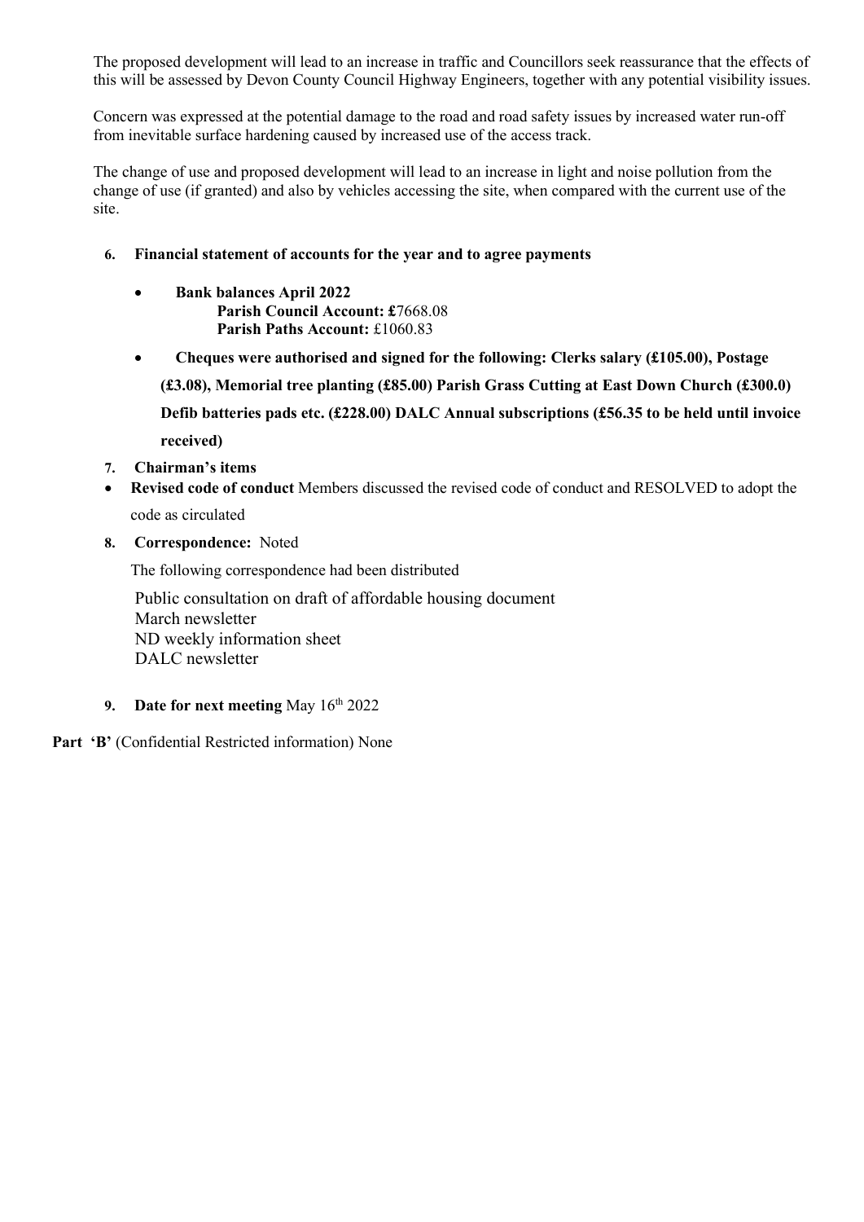The proposed development will lead to an increase in traffic and Councillors seek reassurance that the effects of this will be assessed by Devon County Council Highway Engineers, together with any potential visibility issues.

Concern was expressed at the potential damage to the road and road safety issues by increased water run-off from inevitable surface hardening caused by increased use of the access track.

The change of use and proposed development will lead to an increase in light and noise pollution from the change of use (if granted) and also by vehicles accessing the site, when compared with the current use of the site.

6. **Financial statement of accounts for the year and to agree payments**

   - **Bank balances April 2022**
     **Parish Council Account: £**7668.08
     **Parish Paths Account:** £1060.83
   - **Cheques were authorised and signed for the following: Clerks salary (£105.00), Postage (£3.08), Memorial tree planting (£85.00) Parish Grass Cutting at East Down Church (£300.0) Defib batteries pads etc. (£228.00) DALC Annual subscriptions (£56.35 to be held until invoice received)**

7. **Chairman's items**

   - **Revised code of conduct** Members discussed the revised code of conduct and RESOLVED to adopt the code as circulated

8. **Correspondence:** Noted

   The following correspondence had been distributed

   Public consultation on draft of affordable housing document
   March newsletter
   ND weekly information sheet
   DALC newsletter

9. **Date for next meeting** May 16th 2022

**Part 'B'** (Confidential Restricted information) None